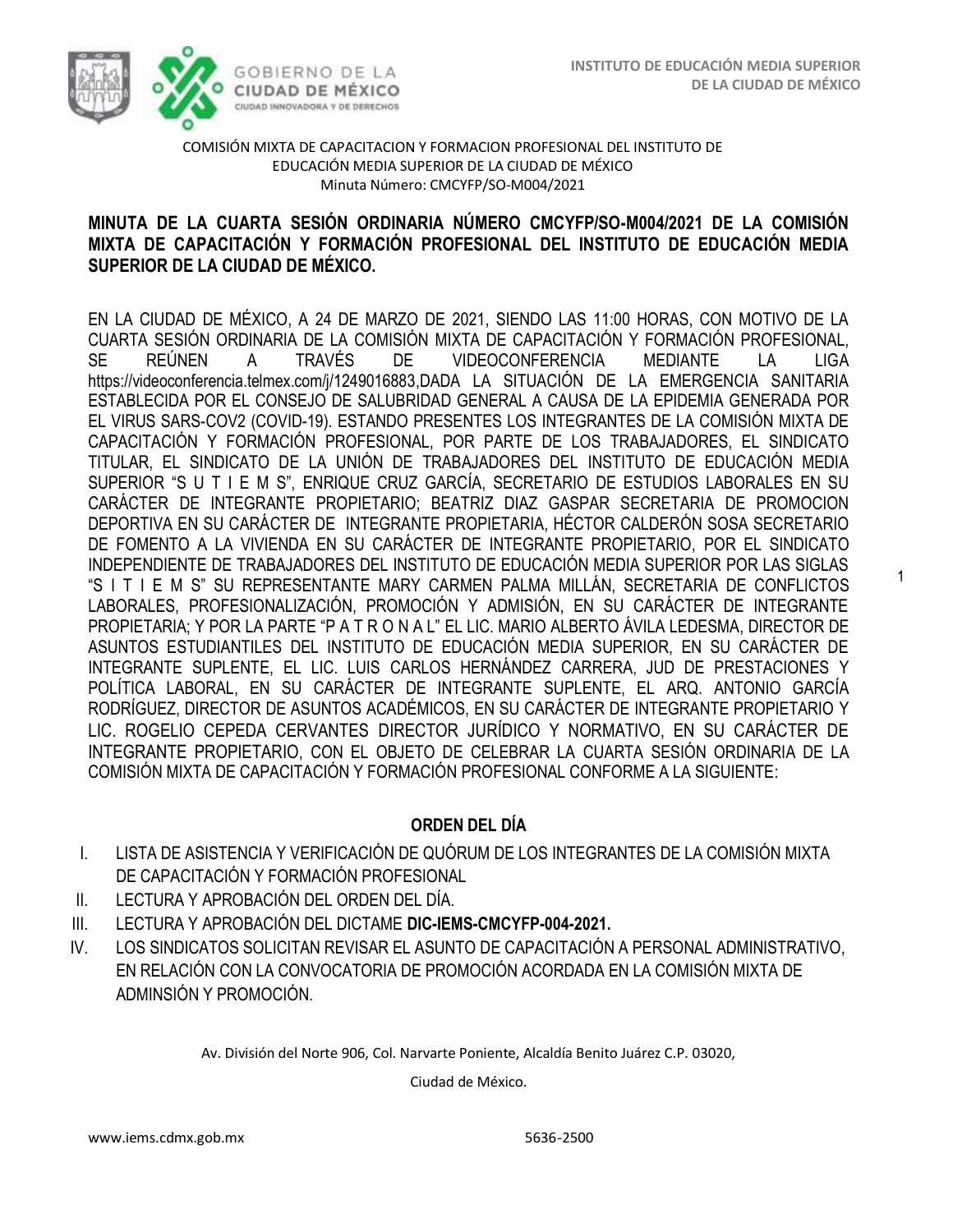COMISIÓN MIXTA DE CAPACITACION Y FORMACION PROFESIONAL DEL INSTITUTO DE EDUCACIÓN MEDIA SUPERIOR DE LA CIUDAD DE MÉXICO
Minuta Número: CMCYFP/SO-M004/2021

**MINUTA DE LA CUARTA SESIÓN ORDINARIA NÚMERO CMCYFP/SO-M004/2021 DE LA COMISIÓN MIXTA DE CAPACITACIÓN Y FORMACIÓN PROFESIONAL DEL INSTITUTO DE EDUCACIÓN MEDIA SUPERIOR DE LA CIUDAD DE MÉXICO.**

EN LA CIUDAD DE MÉXICO, A 24 DE MARZO DE 2021, SIENDO LAS 11:00 HORAS, CON MOTIVO DE LA CUARTA SESIÓN ORDINARIA DE LA COMISIÓN MIXTA DE CAPACITACIÓN Y FORMACIÓN PROFESIONAL, SE REÚNEN A TRAVÉS DE VIDEOCONFERENCIA MEDIANTE LA LIGA https://videoconferencia.telmex.com/j/1249016883,DADA LA SITUACIÓN DE LA EMERGENCIA SANITARIA ESTABLECIDA POR EL CONSEJO DE SALUBRIDAD GENERAL A CAUSA DE LA EPIDEMIA GENERADA POR EL VIRUS SARS-COV2 (COVID-19). ESTANDO PRESENTES LOS INTEGRANTES DE LA COMISIÓN MIXTA DE CAPACITACIÓN Y FORMACIÓN PROFESIONAL, POR PARTE DE LOS TRABAJADORES, EL SINDICATO TITULAR, EL SINDICATO DE LA UNIÓN DE TRABAJADORES DEL INSTITUTO DE EDUCACIÓN MEDIA SUPERIOR "S U T I E M S", ENRIQUE CRUZ GARCÍA, SECRETARIO DE ESTUDIOS LABORALES EN SU CARÁCTER DE INTEGRANTE PROPIETARIO; BEATRIZ DIAZ GASPAR SECRETARIA DE PROMOCION DEPORTIVA EN SU CARÁCTER DE INTEGRANTE PROPIETARIA, HÉCTOR CALDERÓN SOSA SECRETARIO DE FOMENTO A LA VIVIENDA EN SU CARÁCTER DE INTEGRANTE PROPIETARIO, POR EL SINDICATO INDEPENDIENTE DE TRABAJADORES DEL INSTITUTO DE EDUCACIÓN MEDIA SUPERIOR POR LAS SIGLAS "S I T I E M S" SU REPRESENTANTE MARY CARMEN PALMA MILLÁN, SECRETARIA DE CONFLICTOS LABORALES, PROFESIONALIZACIÓN, PROMOCIÓN Y ADMISIÓN, EN SU CARÁCTER DE INTEGRANTE PROPIETARIA; Y POR LA PARTE "P A T R O N A L" EL LIC. MARIO ALBERTO ÁVILA LEDESMA, DIRECTOR DE ASUNTOS ESTUDIANTILES DEL INSTITUTO DE EDUCACIÓN MEDIA SUPERIOR, EN SU CARÁCTER DE INTEGRANTE SUPLENTE, EL LIC. LUIS CARLOS HERNÁNDEZ CARRERA, JUD DE PRESTACIONES Y POLÍTICA LABORAL, EN SU CARÁCTER DE INTEGRANTE SUPLENTE, EL ARQ. ANTONIO GARCÍA RODRÍGUEZ, DIRECTOR DE ASUNTOS ACADÉMICOS, EN SU CARÁCTER DE INTEGRANTE PROPIETARIO Y LIC. ROGELIO CEPEDA CERVANTES DIRECTOR JURÍDICO Y NORMATIVO, EN SU CARÁCTER DE INTEGRANTE PROPIETARIO, CON EL OBJETO DE CELEBRAR LA CUARTA SESIÓN ORDINARIA DE LA COMISIÓN MIXTA DE CAPACITACIÓN Y FORMACIÓN PROFESIONAL CONFORME A LA SIGUIENTE:

## ORDEN DEL DÍA

I. LISTA DE ASISTENCIA Y VERIFICACIÓN DE QUÓRUM DE LOS INTEGRANTES DE LA COMISIÓN MIXTA DE CAPACITACIÓN Y FORMACIÓN PROFESIONAL
II. LECTURA Y APROBACIÓN DEL ORDEN DEL DÍA.
III. LECTURA Y APROBACIÓN DEL DICTAME **DIC-IEMS-CMCYFP-004-2021.**
IV. LOS SINDICATOS SOLICITAN REVISAR EL ASUNTO DE CAPACITACIÓN A PERSONAL ADMINISTRATIVO, EN RELACIÓN CON LA CONVOCATORIA DE PROMOCIÓN ACORDADA EN LA COMISIÓN MIXTA DE ADMINSIÓN Y PROMOCIÓN.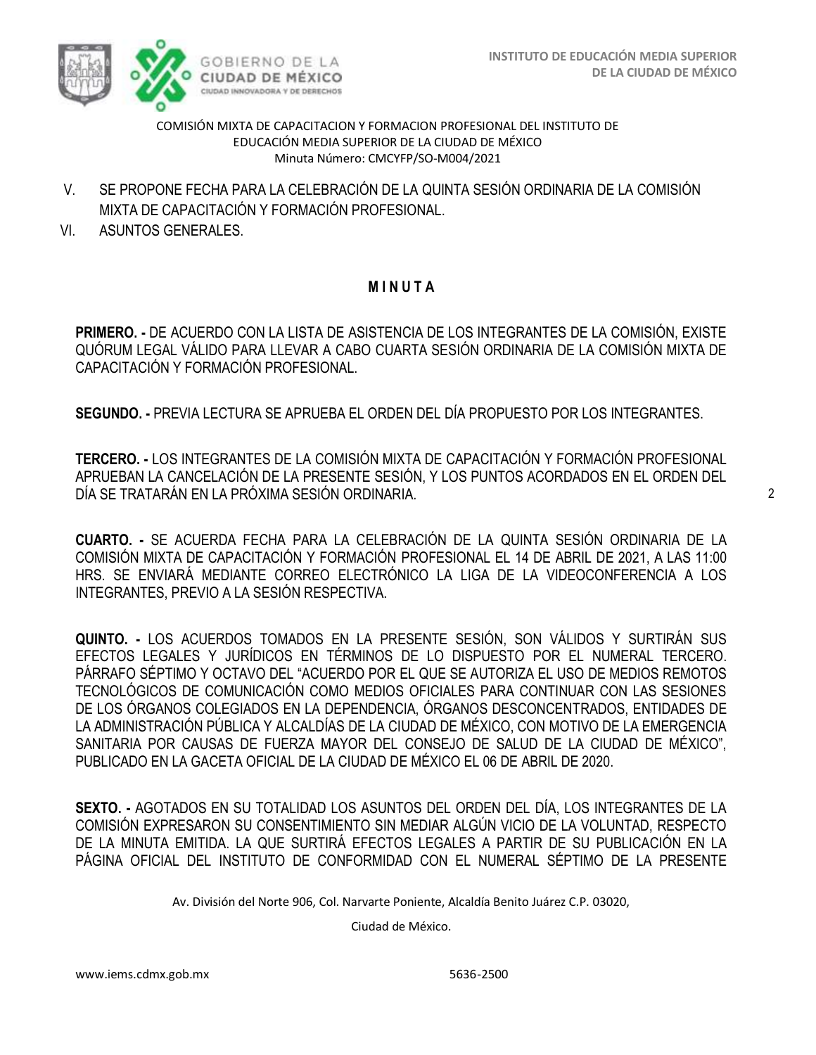COMISIÓN MIXTA DE CAPACITACION Y FORMACION PROFESIONAL DEL INSTITUTO DE EDUCACIÓN MEDIA SUPERIOR DE LA CIUDAD DE MÉXICO
Minuta Número: CMCYFP/SO-M004/2021

V. SE PROPONE FECHA PARA LA CELEBRACIÓN DE LA QUINTA SESIÓN ORDINARIA DE LA COMISIÓN MIXTA DE CAPACITACIÓN Y FORMACIÓN PROFESIONAL.

VI. ASUNTOS GENERALES.

## M I N U T A

**PRIMERO. -** DE ACUERDO CON LA LISTA DE ASISTENCIA DE LOS INTEGRANTES DE LA COMISIÓN, EXISTE QUÓRUM LEGAL VÁLIDO PARA LLEVAR A CABO CUARTA SESIÓN ORDINARIA DE LA COMISIÓN MIXTA DE CAPACITACIÓN Y FORMACIÓN PROFESIONAL.

**SEGUNDO. -** PREVIA LECTURA SE APRUEBA EL ORDEN DEL DÍA PROPUESTO POR LOS INTEGRANTES.

**TERCERO. -** LOS INTEGRANTES DE LA COMISIÓN MIXTA DE CAPACITACIÓN Y FORMACIÓN PROFESIONAL APRUEBAN LA CANCELACIÓN DE LA PRESENTE SESIÓN, Y LOS PUNTOS ACORDADOS EN EL ORDEN DEL DÍA SE TRATARÁN EN LA PRÓXIMA SESIÓN ORDINARIA.

**CUARTO. -** SE ACUERDA FECHA PARA LA CELEBRACIÓN DE LA QUINTA SESIÓN ORDINARIA DE LA COMISIÓN MIXTA DE CAPACITACIÓN Y FORMACIÓN PROFESIONAL EL 14 DE ABRIL DE 2021, A LAS 11:00 HRS. SE ENVIARÁ MEDIANTE CORREO ELECTRÓNICO LA LIGA DE LA VIDEOCONFERENCIA A LOS INTEGRANTES, PREVIO A LA SESIÓN RESPECTIVA.

**QUINTO. -** LOS ACUERDOS TOMADOS EN LA PRESENTE SESIÓN, SON VÁLIDOS Y SURTIRÁN SUS EFECTOS LEGALES Y JURÍDICOS EN TÉRMINOS DE LO DISPUESTO POR EL NUMERAL TERCERO. PÁRRAFO SÉPTIMO Y OCTAVO DEL "ACUERDO POR EL QUE SE AUTORIZA EL USO DE MEDIOS REMOTOS TECNOLÓGICOS DE COMUNICACIÓN COMO MEDIOS OFICIALES PARA CONTINUAR CON LAS SESIONES DE LOS ÓRGANOS COLEGIADOS EN LA DEPENDENCIA, ÓRGANOS DESCONCENTRADOS, ENTIDADES DE LA ADMINISTRACIÓN PÚBLICA Y ALCALDÍAS DE LA CIUDAD DE MÉXICO, CON MOTIVO DE LA EMERGENCIA SANITARIA POR CAUSAS DE FUERZA MAYOR DEL CONSEJO DE SALUD DE LA CIUDAD DE MÉXICO", PUBLICADO EN LA GACETA OFICIAL DE LA CIUDAD DE MÉXICO EL 06 DE ABRIL DE 2020.

**SEXTO. -** AGOTADOS EN SU TOTALIDAD LOS ASUNTOS DEL ORDEN DEL DÍA, LOS INTEGRANTES DE LA COMISIÓN EXPRESARON SU CONSENTIMIENTO SIN MEDIAR ALGÚN VICIO DE LA VOLUNTAD, RESPECTO DE LA MINUTA EMITIDA. LA QUE SURTIRÁ EFECTOS LEGALES A PARTIR DE SU PUBLICACIÓN EN LA PÁGINA OFICIAL DEL INSTITUTO DE CONFORMIDAD CON EL NUMERAL SÉPTIMO DE LA PRESENTE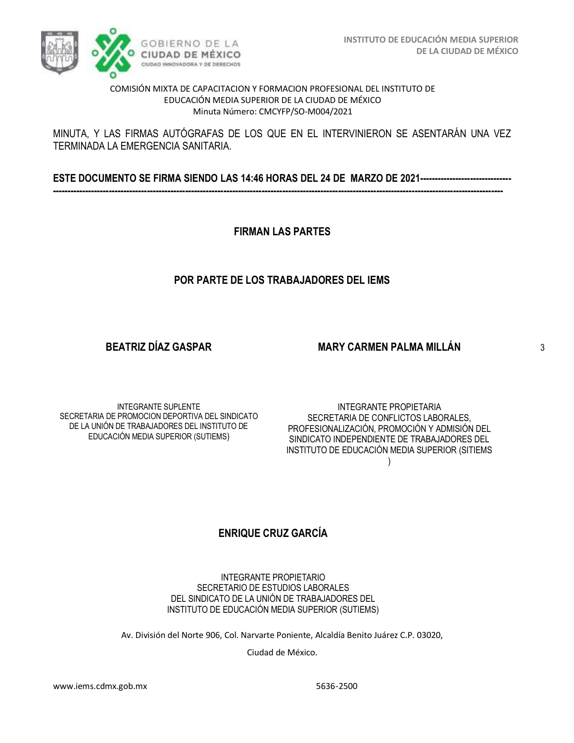COMISIÓN MIXTA DE CAPACITACION Y FORMACION PROFESIONAL DEL INSTITUTO DE EDUCACIÓN MEDIA SUPERIOR DE LA CIUDAD DE MÉXICO
Minuta Número: CMCYFP/SO-M004/2021

MINUTA, Y LAS FIRMAS AUTÓGRAFAS DE LOS QUE EN EL INTERVINIERON SE ASENTARÁN UNA VEZ TERMINADA LA EMERGENCIA SANITARIA.

**ESTE DOCUMENTO SE FIRMA SIENDO LAS 14:46 HORAS DEL 24 DE MARZO DE 2021-------------------------------**
**-------------------------------------------------------------------------------------------------------------------------------------------------**

**FIRMAN LAS PARTES**

**POR PARTE DE LOS TRABAJADORES DEL IEMS**

**BEATRIZ DÍAZ GASPAR**

INTEGRANTE SUPLENTE
SECRETARIA DE PROMOCION DEPORTIVA DEL SINDICATO DE LA UNIÓN DE TRABAJADORES DEL INSTITUTO DE EDUCACIÓN MEDIA SUPERIOR (SUTIEMS)

**MARY CARMEN PALMA MILLÁN**

INTEGRANTE PROPIETARIA
SECRETARIA DE CONFLICTOS LABORALES, PROFESIONALIZACIÓN, PROMOCIÓN Y ADMISIÓN DEL SINDICATO INDEPENDIENTE DE TRABAJADORES DEL INSTITUTO DE EDUCACIÓN MEDIA SUPERIOR (SITIEMS )

**ENRIQUE CRUZ GARCÍA**

INTEGRANTE PROPIETARIO
SECRETARIO DE ESTUDIOS LABORALES DEL SINDICATO DE LA UNIÓN DE TRABAJADORES DEL INSTITUTO DE EDUCACIÓN MEDIA SUPERIOR (SUTIEMS)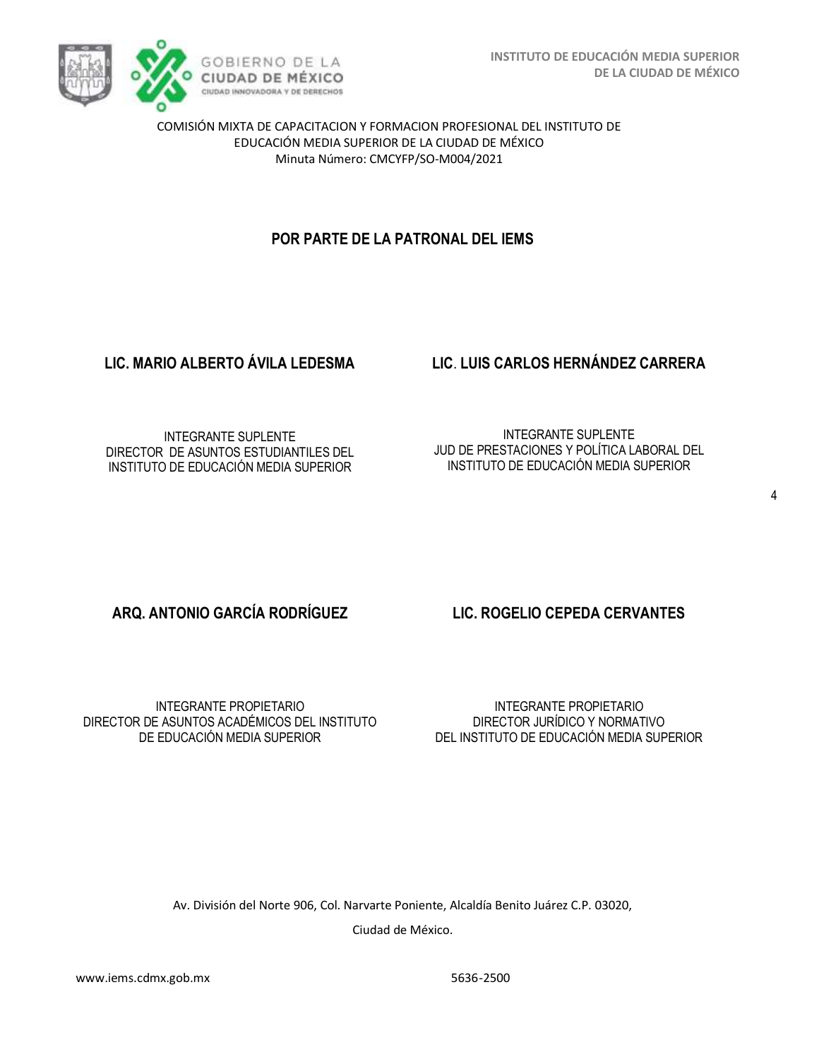COMISIÓN MIXTA DE CAPACITACION Y FORMACION PROFESIONAL DEL INSTITUTO DE EDUCACIÓN MEDIA SUPERIOR DE LA CIUDAD DE MÉXICO
Minuta Número: CMCYFP/SO-M004/2021

**POR PARTE DE LA PATRONAL DEL IEMS**

**LIC. MARIO ALBERTO ÁVILA LEDESMA**

INTEGRANTE SUPLENTE
DIRECTOR DE ASUNTOS ESTUDIANTILES DEL INSTITUTO DE EDUCACIÓN MEDIA SUPERIOR

**LIC. LUIS CARLOS HERNÁNDEZ CARRERA**

INTEGRANTE SUPLENTE
JUD DE PRESTACIONES Y POLÍTICA LABORAL DEL INSTITUTO DE EDUCACIÓN MEDIA SUPERIOR

**ARQ. ANTONIO GARCÍA RODRÍGUEZ**

INTEGRANTE PROPIETARIO
DIRECTOR DE ASUNTOS ACADÉMICOS DEL INSTITUTO DE EDUCACIÓN MEDIA SUPERIOR

**LIC. ROGELIO CEPEDA CERVANTES**

INTEGRANTE PROPIETARIO
DIRECTOR JURÍDICO Y NORMATIVO DEL INSTITUTO DE EDUCACIÓN MEDIA SUPERIOR